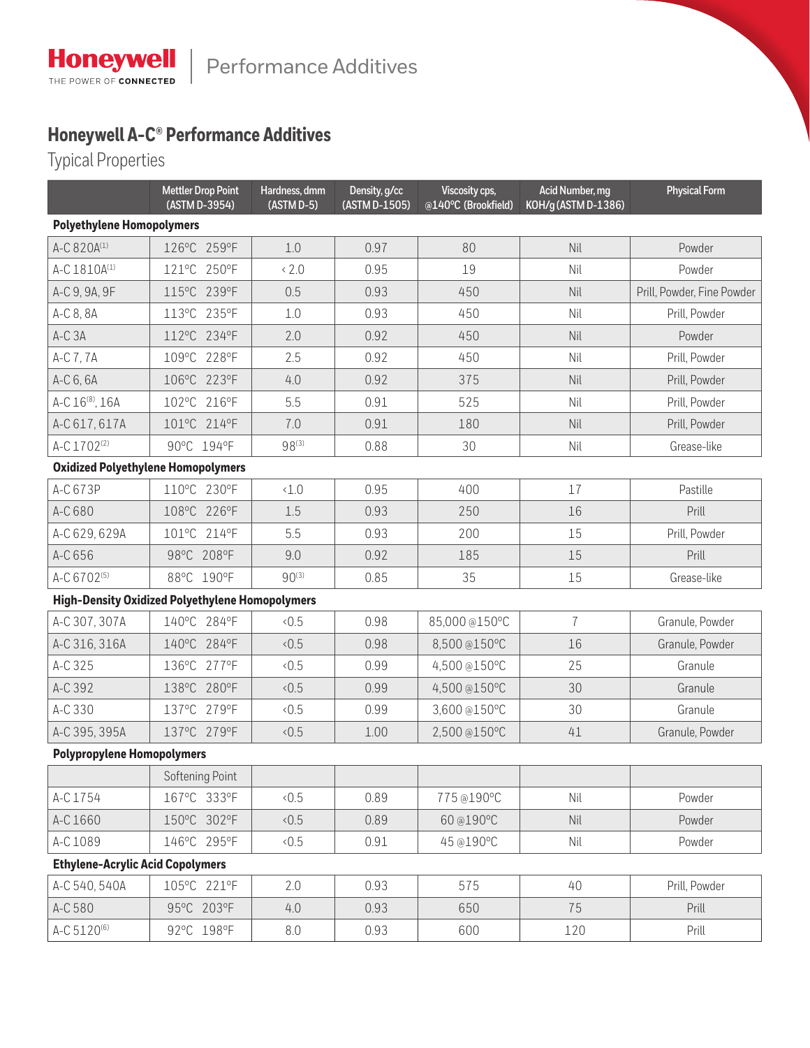Honeywell | Performance Additives

# Honeywell A-C® Performance Additives

## Typical Properties

| | Mettler Drop Point (ASTM D-3954) | Hardness, dmm (ASTM D-5) | Density, g/cc (ASTM D-1505) | Viscosity cps, @140°C (Brookfield) | Acid Number, mg KOH/g (ASTM D-1386) | Physical Form |
|---|---|---|---|---|---|---|
| **Polyethylene Homopolymers** | | | | | | |
| A-C 820A[1] | 126°C 259°F | 1.0 | 0.97 | 80 | Nil | Powder |
| A-C 1810A[1] | 121°C 250°F | < 2.0 | 0.95 | 19 | Nil | Powder |
| A-C 9, 9A, 9F | 115°C 239°F | 0.5 | 0.93 | 450 | Nil | Prill, Powder, Fine Powder |
| A-C 8, 8A | 113°C 235°F | 1.0 | 0.93 | 450 | Nil | Prill, Powder |
| A-C 3A | 112°C 234°F | 2.0 | 0.92 | 450 | Nil | Powder |
| A-C 7, 7A | 109°C 228°F | 2.5 | 0.92 | 450 | Nil | Prill, Powder |
| A-C 6, 6A | 106°C 223°F | 4.0 | 0.92 | 375 | Nil | Prill, Powder |
| A-C 16[8], 16A | 102°C 216°F | 5.5 | 0.91 | 525 | Nil | Prill, Powder |
| A-C 617, 617A | 101°C 214°F | 7.0 | 0.91 | 180 | Nil | Prill, Powder |
| A-C 1702[2] | 90°C 194°F | 98[3] | 0.88 | 30 | Nil | Grease-like |
| **Oxidized Polyethylene Homopolymers** | | | | | | |
| A-C 673P | 110°C 230°F | <1.0 | 0.95 | 400 | 17 | Pastille |
| A-C 680 | 108°C 226°F | 1.5 | 0.93 | 250 | 16 | Prill |
| A-C 629, 629A | 101°C 214°F | 5.5 | 0.93 | 200 | 15 | Prill, Powder |
| A-C 656 | 98°C 208°F | 9.0 | 0.92 | 185 | 15 | Prill |
| A-C 6702[5] | 88°C 190°F | 90[3] | 0.85 | 35 | 15 | Grease-like |
| **High-Density Oxidized Polyethylene Homopolymers** | | | | | | |
| A-C 307, 307A | 140°C 284°F | <0.5 | 0.98 | 85,000 @150°C | 7 | Granule, Powder |
| A-C 316, 316A | 140°C 284°F | <0.5 | 0.98 | 8,500 @150°C | 16 | Granule, Powder |
| A-C 325 | 136°C 277°F | <0.5 | 0.99 | 4,500 @150°C | 25 | Granule |
| A-C 392 | 138°C 280°F | <0.5 | 0.99 | 4,500 @150°C | 30 | Granule |
| A-C 330 | 137°C 279°F | <0.5 | 0.99 | 3,600 @150°C | 30 | Granule |
| A-C 395, 395A | 137°C 279°F | <0.5 | 1.00 | 2,500 @150°C | 41 | Granule, Powder |
| **Polypropylene Homopolymers** | | | | | | |
| | Softening Point | | | | | |
| A-C 1754 | 167°C 333°F | <0.5 | 0.89 | 775 @190°C | Nil | Powder |
| A-C 1660 | 150°C 302°F | <0.5 | 0.89 | 60 @190°C | Nil | Powder |
| A-C 1089 | 146°C 295°F | <0.5 | 0.91 | 45 @190°C | Nil | Powder |
| **Ethylene-Acrylic Acid Copolymers** | | | | | | |
| A-C 540, 540A | 105°C 221°F | 2.0 | 0.93 | 575 | 40 | Prill, Powder |
| A-C 580 | 95°C 203°F | 4.0 | 0.93 | 650 | 75 | Prill |
| A-C 5120[6] | 92°C 198°F | 8.0 | 0.93 | 600 | 120 | Prill |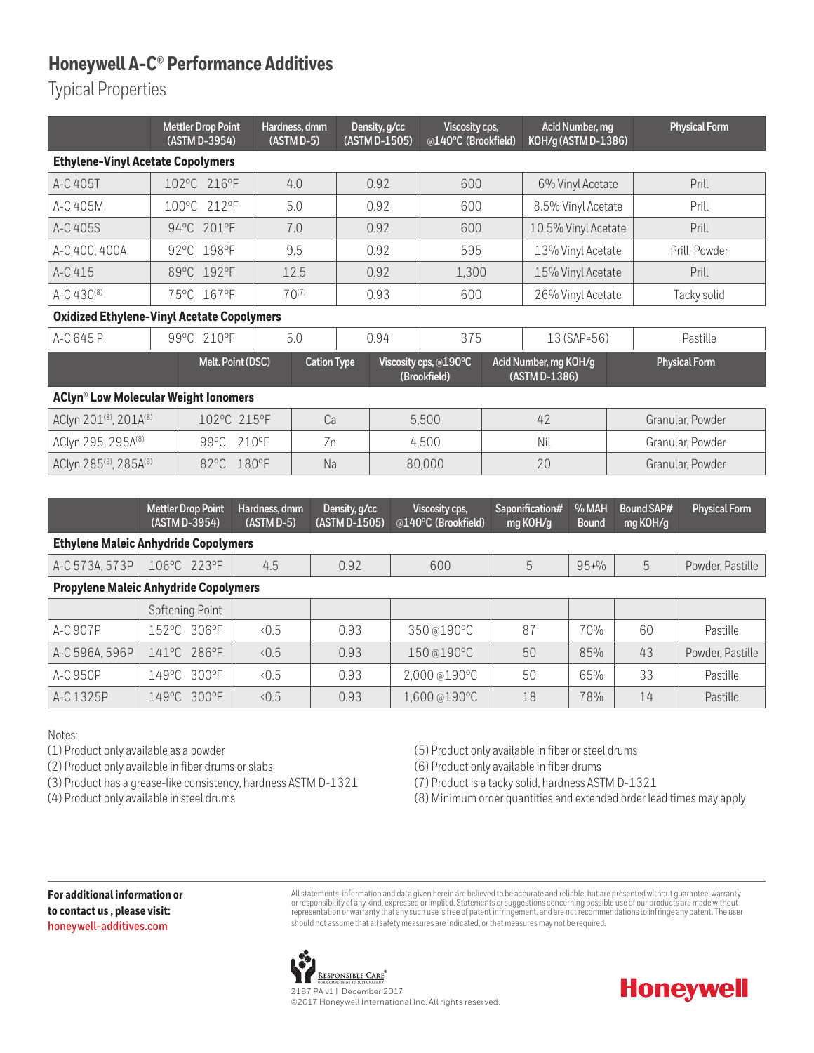# Honeywell A-C® Performance Additives

Typical Properties

| | Mettler Drop Point (ASTM D-3954) | Hardness, dmm (ASTM D-5) | Density, g/cc (ASTM D-1505) | Viscosity cps, @140°C (Brookfield) | Acid Number, mg KOH/g (ASTM D-1386) | Physical Form |
|---|---|---|---|---|---|---|
| **Ethylene-Vinyl Acetate Copolymers** | | | | | | |
| A-C 405T | 102°C 216°F | 4.0 | 0.92 | 600 | 6% Vinyl Acetate | Prill |
| A-C 405M | 100°C 212°F | 5.0 | 0.92 | 600 | 8.5% Vinyl Acetate | Prill |
| A-C 405S | 94°C 201°F | 7.0 | 0.92 | 600 | 10.5% Vinyl Acetate | Prill |
| A-C 400, 400A | 92°C 198°F | 9.5 | 0.92 | 595 | 13% Vinyl Acetate | Prill, Powder |
| A-C 415 | 89°C 192°F | 12.5 | 0.92 | 1,300 | 15% Vinyl Acetate | Prill |
| A-C 430(8) | 75°C 167°F | 70(7) | 0.93 | 600 | 26% Vinyl Acetate | Tacky solid |
| **Oxidized Ethylene-Vinyl Acetate Copolymers** | | | | | | |
| A-C 645 P | 99°C 210°F | 5.0 | 0.94 | 375 | 13 (SAP=56) | Pastille |

| | Melt. Point (DSC) | Cation Type | Viscosity cps, @190°C (Brookfield) | Acid Number, mg KOH/g (ASTM D-1386) | Physical Form |
|---|---|---|---|---|---|
| **AClyn® Low Molecular Weight Ionomers** | | | | | |
| AClyn 201(8), 201A(8) | 102°C 215°F | Ca | 5,500 | 42 | Granular, Powder |
| AClyn 295, 295A(8) | 99°C 210°F | Zn | 4,500 | Nil | Granular, Powder |
| AClyn 285(8), 285A(8) | 82°C 180°F | Na | 80,000 | 20 | Granular, Powder |

| | Mettler Drop Point (ASTM D-3954) | Hardness, dmm (ASTM D-5) | Density, g/cc (ASTM D-1505) | Viscosity cps, @140°C (Brookfield) | Saponification# mg KOH/g | % MAH Bound | Bound SAP# mg KOH/g | Physical Form |
|---|---|---|---|---|---|---|---|---|
| **Ethylene Maleic Anhydride Copolymers** | | | | | | | | |
| A-C 573A, 573P | 106°C 223°F | 4.5 | 0.92 | 600 | 5 | 95+% | 5 | Powder, Pastille |
| **Propylene Maleic Anhydride Copolymers** | | | | | | | | |
| | Softening Point | | | | | | | |
| A-C 907P | 152°C 306°F | <0.5 | 0.93 | 350 @190°C | 87 | 70% | 60 | Pastille |
| A-C 596A, 596P | 141°C 286°F | <0.5 | 0.93 | 150 @190°C | 50 | 85% | 43 | Powder, Pastille |
| A-C 950P | 149°C 300°F | <0.5 | 0.93 | 2,000 @190°C | 50 | 65% | 33 | Pastille |
| A-C 1325P | 149°C 300°F | <0.5 | 0.93 | 1,600 @190°C | 18 | 78% | 14 | Pastille |

Notes:

(1) Product only available as a powder

(2) Product only available in fiber drums or slabs

(3) Product has a grease-like consistency, hardness ASTM D-1321

(4) Product only available in steel drums

(5) Product only available in fiber or steel drums

(6) Product only available in fiber drums

(7) Product is a tacky solid, hardness ASTM D-1321

(8) Minimum order quantities and extended order lead times may apply

**For additional information or to contact us , please visit:**
honeywell-additives.com

All statements, information and data given herein are believed to be accurate and reliable, but are presented without guarantee, warranty or responsibility of any kind, expressed or implied. Statements or suggestions concerning possible use of our products are made without representation or warranty that any such use is free of patent infringement, and are not recommendations to infringe any patent. The user should not assume that all safety measures are indicated, or that measures may not be required.

Responsible Care®

2187 PA v1 | December 2017

©2017 Honeywell International Inc. All rights reserved.

Honeywell